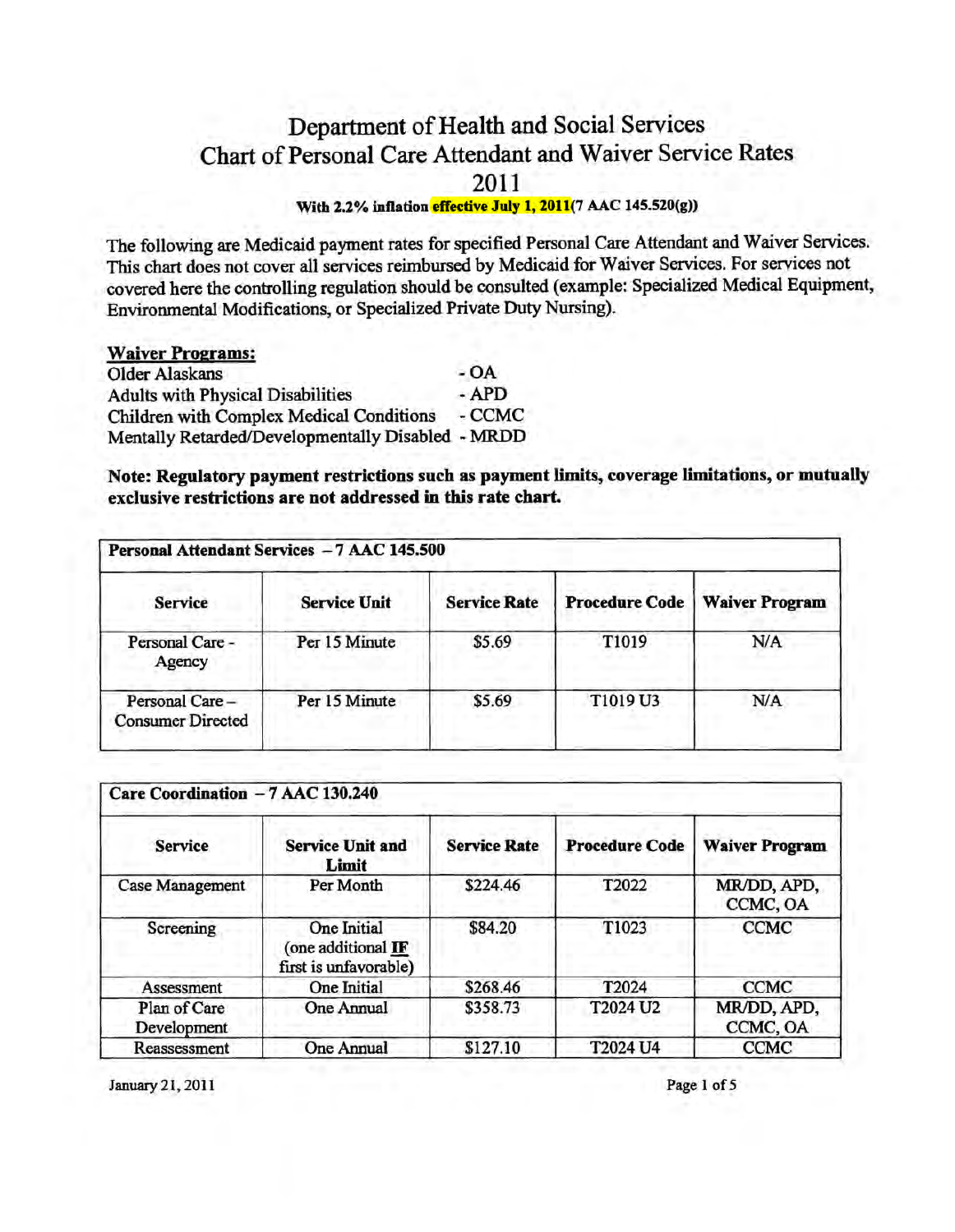# Department of Health and Social Services

## Chart of Personal Care Attendant and Waiver Service Rates

## 2011

**With 2.2% inflation effective July 1, 2011(7 AAC 145.520(g))**

The following are Medicaid payment rates for specified Personal Care Attendant and Waiver Services. This chart does not cover all services reimbursed by Medicaid for Waiver Services. For services not covered here the controlling regulation should be consulted (example: Specialized Medical Equipment, Environmental Modifications, or Specialized Private Duty Nursing).

**Waiver Programs:**

Older Alaskans - OA
Adults with Physical Disabilities - APD
Children with Complex Medical Conditions - CCMC
Mentally Retarded/Developmentally Disabled - MRDD

**Note: Regulatory payment restrictions such as payment limits, coverage limitations, or mutually exclusive restrictions are not addressed in this rate chart.**

| **Personal Attendant Services – 7 AAC 145.500** | | | | |
|---|---|---|---|---|
| **Service** | **Service Unit** | **Service Rate** | **Procedure Code** | **Waiver Program** |
| Personal Care - Agency | Per 15 Minute | $5.69 | T1019 | N/A |
| Personal Care – Consumer Directed | Per 15 Minute | $5.69 | T1019 U3 | N/A |

| **Care Coordination – 7 AAC 130.240** | | | | |
|---|---|---|---|---|
| **Service** | **Service Unit and Limit** | **Service Rate** | **Procedure Code** | **Waiver Program** |
| Case Management | Per Month | $224.46 | T2022 | MR/DD, APD, CCMC, OA |
| Screening | One Initial (one additional **IF** first is unfavorable) | $84.20 | T1023 | CCMC |
| Assessment | One Initial | $268.46 | T2024 | CCMC |
| Plan of Care Development | One Annual | $358.73 | T2024 U2 | MR/DD, APD, CCMC, OA |
| Reassessment | One Annual | $127.10 | T2024 U4 | CCMC |

January 21, 2011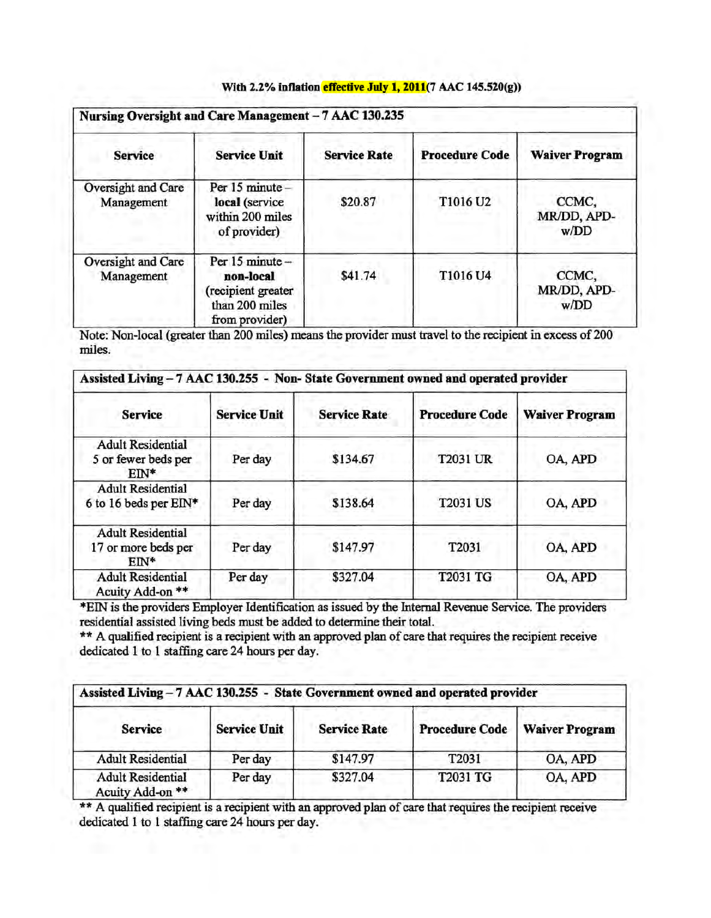**With 2.2% inflation effective July 1, 2011(7 AAC 145.520(g))**

| Nursing Oversight and Care Management – 7 AAC 130.235 | | | | |
|---|---|---|---|---|
| **Service** | **Service Unit** | **Service Rate** | **Procedure Code** | **Waiver Program** |
| Oversight and Care Management | Per 15 minute – **local** (service within 200 miles of provider) | $20.87 | T1016 U2 | CCMC, MR/DD, APD-w/DD |
| Oversight and Care Management | Per 15 minute – **non-local** (recipient greater than 200 miles from provider) | $41.74 | T1016 U4 | CCMC, MR/DD, APD-w/DD |

Note: Non-local (greater than 200 miles) means the provider must travel to the recipient in excess of 200 miles.

| Assisted Living – 7 AAC 130.255 - Non- State Government owned and operated provider | | | | |
|---|---|---|---|---|
| **Service** | **Service Unit** | **Service Rate** | **Procedure Code** | **Waiver Program** |
| Adult Residential 5 or fewer beds per EIN* | Per day | $134.67 | T2031 UR | OA, APD |
| Adult Residential 6 to 16 beds per EIN* | Per day | $138.64 | T2031 US | OA, APD |
| Adult Residential 17 or more beds per EIN* | Per day | $147.97 | T2031 | OA, APD |
| Adult Residential Acuity Add-on ** | Per day | $327.04 | T2031 TG | OA, APD |

*EIN is the providers Employer Identification as issued by the Internal Revenue Service. The providers residential assisted living beds must be added to determine their total.

** A qualified recipient is a recipient with an approved plan of care that requires the recipient receive dedicated 1 to 1 staffing care 24 hours per day.

| Assisted Living – 7 AAC 130.255 - State Government owned and operated provider | | | | |
|---|---|---|---|---|
| **Service** | **Service Unit** | **Service Rate** | **Procedure Code** | **Waiver Program** |
| Adult Residential | Per day | $147.97 | T2031 | OA, APD |
| Adult Residential Acuity Add-on ** | Per day | $327.04 | T2031 TG | OA, APD |

** A qualified recipient is a recipient with an approved plan of care that requires the recipient receive dedicated 1 to 1 staffing care 24 hours per day.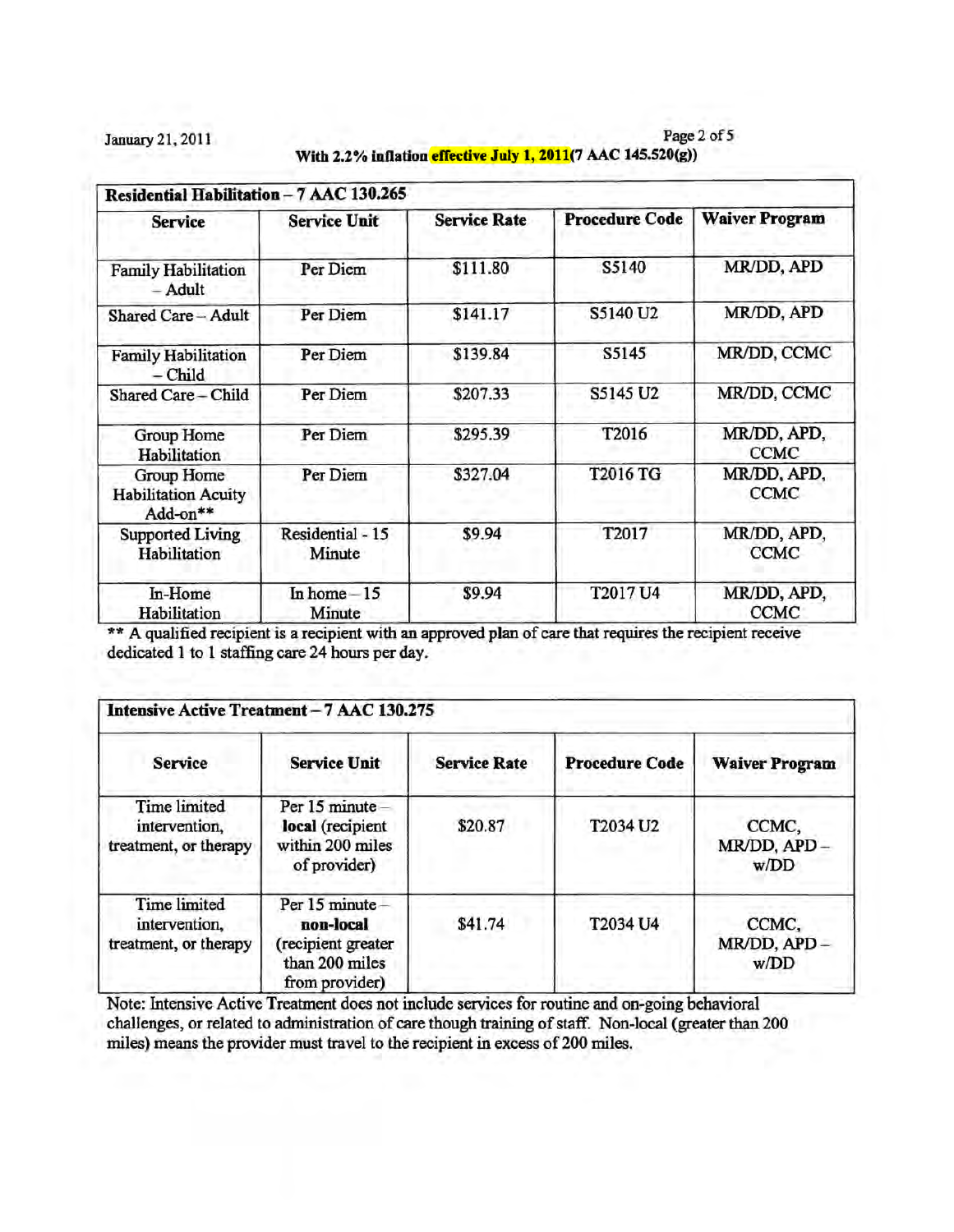**With 2.2% inflation effective July 1, 2011(7 AAC 145.520(g))**

| Residential Habilitation – 7 AAC 130.265 | | | | |
|---|---|---|---|---|
| **Service** | **Service Unit** | **Service Rate** | **Procedure Code** | **Waiver Program** |
| Family Habilitation – Adult | Per Diem | $111.80 | S5140 | MR/DD, APD |
| Shared Care – Adult | Per Diem | $141.17 | S5140 U2 | MR/DD, APD |
| Family Habilitation – Child | Per Diem | $139.84 | S5145 | MR/DD, CCMC |
| Shared Care – Child | Per Diem | $207.33 | S5145 U2 | MR/DD, CCMC |
| Group Home Habilitation | Per Diem | $295.39 | T2016 | MR/DD, APD, CCMC |
| Group Home Habilitation Acuity Add-on** | Per Diem | $327.04 | T2016 TG | MR/DD, APD, CCMC |
| Supported Living Habilitation | Residential - 15 Minute | $9.94 | T2017 | MR/DD, APD, CCMC |
| In-Home Habilitation | In home – 15 Minute | $9.94 | T2017 U4 | MR/DD, APD, CCMC |

** A qualified recipient is a recipient with an approved plan of care that requires the recipient receive dedicated 1 to 1 staffing care 24 hours per day.

| Intensive Active Treatment – 7 AAC 130.275 | | | | |
|---|---|---|---|---|
| **Service** | **Service Unit** | **Service Rate** | **Procedure Code** | **Waiver Program** |
| Time limited intervention, treatment, or therapy | Per 15 minute – **local** (recipient within 200 miles of provider) | $20.87 | T2034 U2 | CCMC, MR/DD, APD – w/DD |
| Time limited intervention, treatment, or therapy | Per 15 minute – **non-local** (recipient greater than 200 miles from provider) | $41.74 | T2034 U4 | CCMC, MR/DD, APD – w/DD |

Note: Intensive Active Treatment does not include services for routine and on-going behavioral challenges, or related to administration of care though training of staff. Non-local (greater than 200 miles) means the provider must travel to the recipient in excess of 200 miles.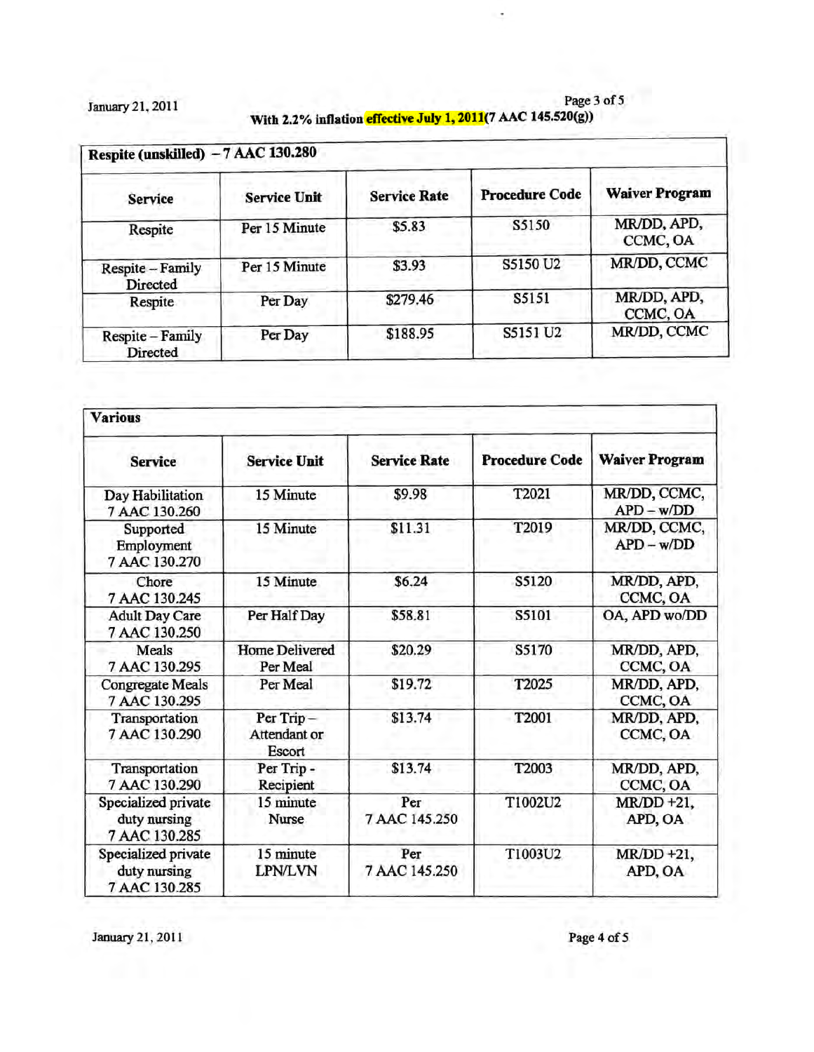With 2.2% inflation effective July 1, 2011(7 AAC 145.520(g))

| Respite (unskilled) – 7 AAC 130.280 | | | | |
|---|---|---|---|---|
| **Service** | **Service Unit** | **Service Rate** | **Procedure Code** | **Waiver Program** |
| Respite | Per 15 Minute | $5.83 | S5150 | MR/DD, APD, CCMC, OA |
| Respite – Family Directed | Per 15 Minute | $3.93 | S5150 U2 | MR/DD, CCMC |
| Respite | Per Day | $279.46 | S5151 | MR/DD, APD, CCMC, OA |
| Respite – Family Directed | Per Day | $188.95 | S5151 U2 | MR/DD, CCMC |

| Various | | | | |
|---|---|---|---|---|
| **Service** | **Service Unit** | **Service Rate** | **Procedure Code** | **Waiver Program** |
| Day Habilitation 7 AAC 130.260 | 15 Minute | $9.98 | T2021 | MR/DD, CCMC, APD – w/DD |
| Supported Employment 7 AAC 130.270 | 15 Minute | $11.31 | T2019 | MR/DD, CCMC, APD – w/DD |
| Chore 7 AAC 130.245 | 15 Minute | $6.24 | S5120 | MR/DD, APD, CCMC, OA |
| Adult Day Care 7 AAC 130.250 | Per Half Day | $58.81 | S5101 | OA, APD wo/DD |
| Meals 7 AAC 130.295 | Home Delivered Per Meal | $20.29 | S5170 | MR/DD, APD, CCMC, OA |
| Congregate Meals 7 AAC 130.295 | Per Meal | $19.72 | T2025 | MR/DD, APD, CCMC, OA |
| Transportation 7 AAC 130.290 | Per Trip – Attendant or Escort | $13.74 | T2001 | MR/DD, APD, CCMC, OA |
| Transportation 7 AAC 130.290 | Per Trip - Recipient | $13.74 | T2003 | MR/DD, APD, CCMC, OA |
| Specialized private duty nursing 7 AAC 130.285 | 15 minute Nurse | Per 7 AAC 145.250 | T1002U2 | MR/DD +21, APD, OA |
| Specialized private duty nursing 7 AAC 130.285 | 15 minute LPN/LVN | Per 7 AAC 145.250 | T1003U2 | MR/DD +21, APD, OA |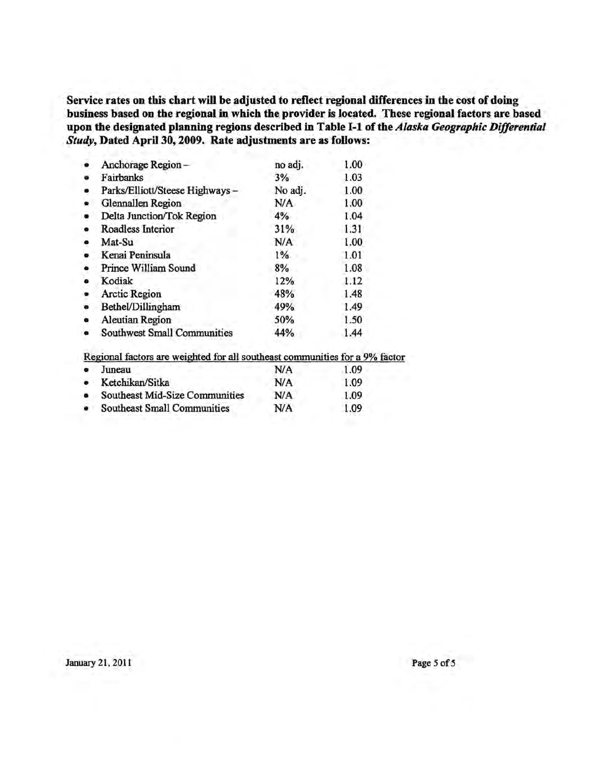**Service rates on this chart will be adjusted to reflect regional differences in the cost of doing business based on the regional in which the provider is located. These regional factors are based upon the designated planning regions described in Table I-1 of the *Alaska Geographic Differential Study*, Dated April 30, 2009. Rate adjustments are as follows:**

| | | |
|---|---|---|
| • Anchorage Region – | no adj. | 1.00 |
| • Fairbanks | 3% | 1.03 |
| • Parks/Elliott/Steese Highways – | No adj. | 1.00 |
| • Glennallen Region | N/A | 1.00 |
| • Delta Junction/Tok Region | 4% | 1.04 |
| • Roadless Interior | 31% | 1.31 |
| • Mat-Su | N/A | 1.00 |
| • Kenai Peninsula | 1% | 1.01 |
| • Prince William Sound | 8% | 1.08 |
| • Kodiak | 12% | 1.12 |
| • Arctic Region | 48% | 1.48 |
| • Bethel/Dillingham | 49% | 1.49 |
| • Aleutian Region | 50% | 1.50 |
| • Southwest Small Communities | 44% | 1.44 |

<u>Regional factors are weighted for all southeast communities for a 9% factor</u>

| | | |
|---|---|---|
| • Juneau | N/A | 1.09 |
| • Ketchikan/Sitka | N/A | 1.09 |
| • Southeast Mid-Size Communities | N/A | 1.09 |
| • Southeast Small Communities | N/A | 1.09 |

January 21, 2011